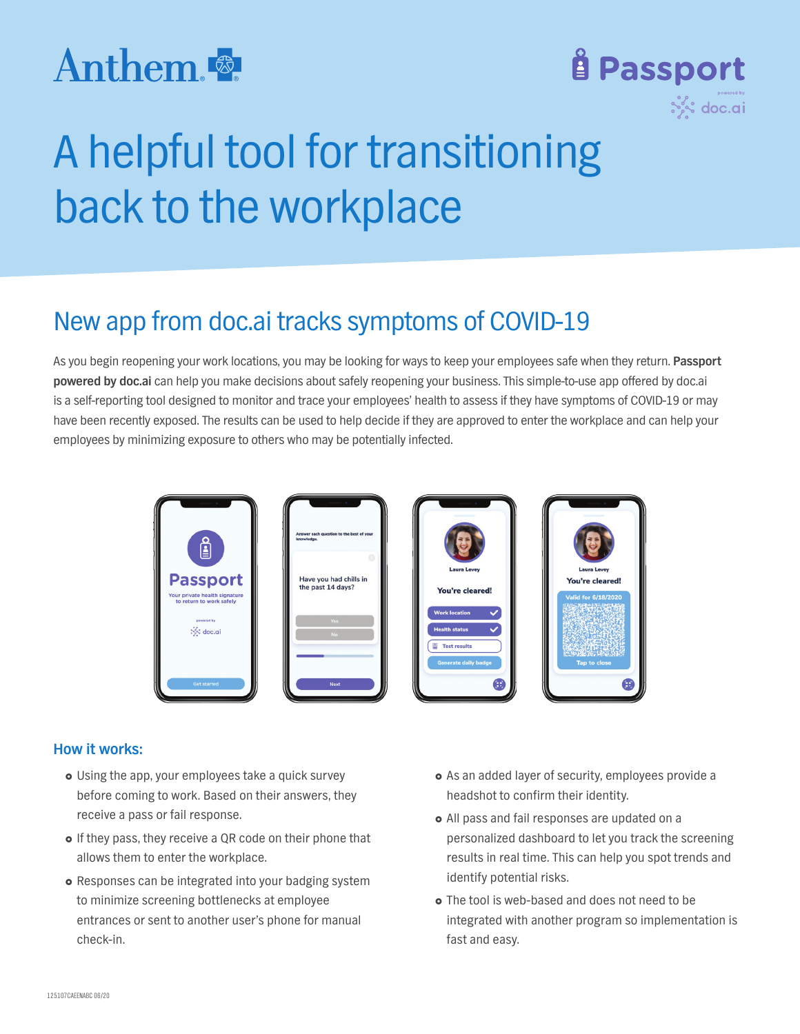Anthem.

Passport

powered by doc.ai

# A helpful tool for transitioning back to the workplace

## New app from doc.ai tracks symptoms of COVID-19

As you begin reopening your work locations, you may be looking for ways to keep your employees safe when they return. **Passport powered by doc.ai** can help you make decisions about safely reopening your business. This simple-to-use app offered by doc.ai is a self-reporting tool designed to monitor and trace your employees' health to assess if they have symptoms of COVID-19 or may have been recently exposed. The results can be used to help decide if they are approved to enter the workplace and can help your employees by minimizing exposure to others who may be potentially infected.

### How it works:

- Using the app, your employees take a quick survey before coming to work. Based on their answers, they receive a pass or fail response.
- If they pass, they receive a QR code on their phone that allows them to enter the workplace.
- Responses can be integrated into your badging system to minimize screening bottlenecks at employee entrances or sent to another user's phone for manual check-in.
- As an added layer of security, employees provide a headshot to confirm their identity.
- All pass and fail responses are updated on a personalized dashboard to let you track the screening results in real time. This can help you spot trends and identify potential risks.
- The tool is web-based and does not need to be integrated with another program so implementation is fast and easy.

125107CAEENABC 06/20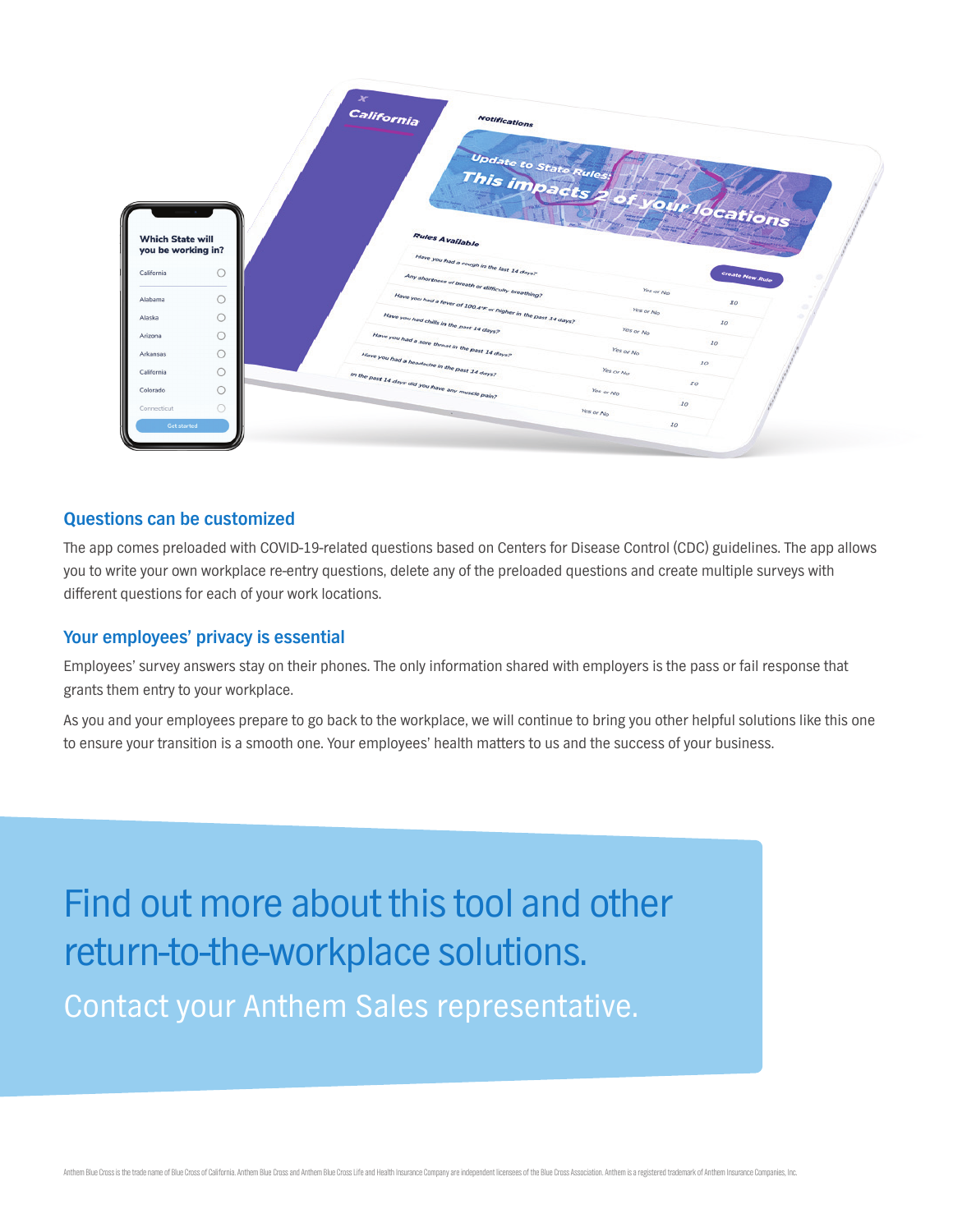## Questions can be customized

The app comes preloaded with COVID-19-related questions based on Centers for Disease Control (CDC) guidelines. The app allows you to write your own workplace re-entry questions, delete any of the preloaded questions and create multiple surveys with different questions for each of your work locations.

## Your employees' privacy is essential

Employees' survey answers stay on their phones. The only information shared with employers is the pass or fail response that grants them entry to your workplace.

As you and your employees prepare to go back to the workplace, we will continue to bring you other helpful solutions like this one to ensure your transition is a smooth one. Your employees' health matters to us and the success of your business.

# Find out more about this tool and other return-to-the-workplace solutions.

Contact your Anthem Sales representative.

Anthem Blue Cross is the trade name of Blue Cross of California. Anthem Blue Cross and Anthem Blue Cross Life and Health Insurance Company are independent licensees of the Blue Cross Association. Anthem is a registered trademark of Anthem Insurance Companies, Inc.